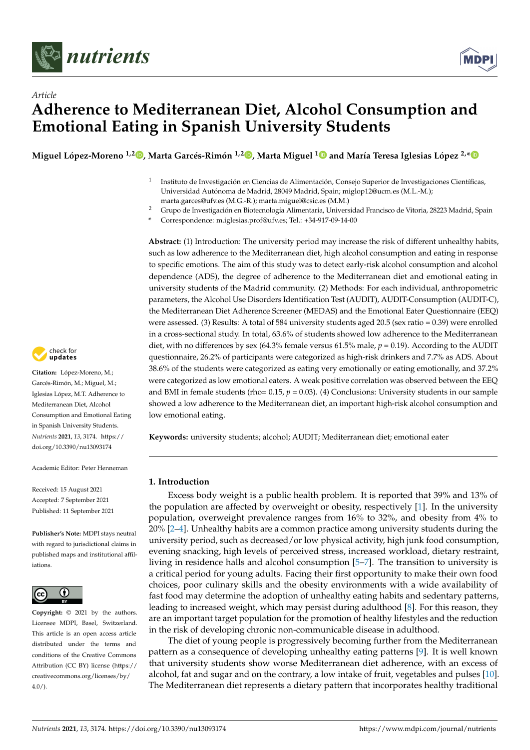*Article*

# Adherence to Mediterranean Diet, Alcohol Consumption and Emotional Eating in Spanish University Students

**Miguel López-Moreno [1,2], Marta Garcés-Rimón [1,2], Marta Miguel [1] and María Teresa Iglesias López [2,*]**

[1] Instituto de Investigación en Ciencias de Alimentación, Consejo Superior de Investigaciones Científicas, Universidad Autónoma de Madrid, 28049 Madrid, Spain; miglop12@ucm.es (M.L.-M.); marta.garces@ufv.es (M.G.-R.); marta.miguel@csic.es (M.M.)

[2] Grupo de Investigación en Biotecnología Alimentaria, Universidad Francisco de Vitoria, 28223 Madrid, Spain

\* Correspondence: m.iglesias.prof@ufv.es; Tel.: +34-917-09-14-00

**Abstract:** (1) Introduction: The university period may increase the risk of different unhealthy habits, such as low adherence to the Mediterranean diet, high alcohol consumption and eating in response to specific emotions. The aim of this study was to detect early-risk alcohol consumption and alcohol dependence (ADS), the degree of adherence to the Mediterranean diet and emotional eating in university students of the Madrid community. (2) Methods: For each individual, anthropometric parameters, the Alcohol Use Disorders Identification Test (AUDIT), AUDIT-Consumption (AUDIT-C), the Mediterranean Diet Adherence Screener (MEDAS) and the Emotional Eater Questionnaire (EEQ) were assessed. (3) Results: A total of 584 university students aged 20.5 (sex ratio = 0.39) were enrolled in a cross-sectional study. In total, 63.6% of students showed low adherence to the Mediterranean diet, with no differences by sex (64.3% female versus 61.5% male, $p = 0.19$). According to the AUDIT questionnaire, 26.2% of participants were categorized as high-risk drinkers and 7.7% as ADS. About 38.6% of the students were categorized as eating very emotionally or eating emotionally, and 37.2% were categorized as low emotional eaters. A weak positive correlation was observed between the EEQ and BMI in female students (rho= 0.15, $p = 0.03$). (4) Conclusions: University students in our sample showed a low adherence to the Mediterranean diet, an important high-risk alcohol consumption and low emotional eating.

**Keywords:** university students; alcohol; AUDIT; Mediterranean diet; emotional eater

**Citation:** López-Moreno, M.; Garcés-Rimón, M.; Miguel, M.; Iglesias López, M.T. Adherence to Mediterranean Diet, Alcohol Consumption and Emotional Eating in Spanish University Students. *Nutrients* **2021**, *13*, 3174. https://doi.org/10.3390/nu13093174

Academic Editor: Peter Henneman

Received: 15 August 2021
Accepted: 7 September 2021
Published: 11 September 2021

**Publisher's Note:** MDPI stays neutral with regard to jurisdictional claims in published maps and institutional affiliations.

**Copyright:** © 2021 by the authors. Licensee MDPI, Basel, Switzerland. This article is an open access article distributed under the terms and conditions of the Creative Commons Attribution (CC BY) license (https://creativecommons.org/licenses/by/4.0/).

## 1. Introduction

Excess body weight is a public health problem. It is reported that 39% and 13% of the population are affected by overweight or obesity, respectively [1]. In the university population, overweight prevalence ranges from 16% to 32%, and obesity from 4% to 20% [2–4]. Unhealthy habits are a common practice among university students during the university period, such as decreased/or low physical activity, high junk food consumption, evening snacking, high levels of perceived stress, increased workload, dietary restraint, living in residence halls and alcohol consumption [5–7]. The transition to university is a critical period for young adults. Facing their first opportunity to make their own food choices, poor culinary skills and the obesity environments with a wide availability of fast food may determine the adoption of unhealthy eating habits and sedentary patterns, leading to increased weight, which may persist during adulthood [8]. For this reason, they are an important target population for the promotion of healthy lifestyles and the reduction in the risk of developing chronic non-communicable disease in adulthood.

The diet of young people is progressively becoming further from the Mediterranean pattern as a consequence of developing unhealthy eating patterns [9]. It is well known that university students show worse Mediterranean diet adherence, with an excess of alcohol, fat and sugar and on the contrary, a low intake of fruit, vegetables and pulses [10]. The Mediterranean diet represents a dietary pattern that incorporates healthy traditional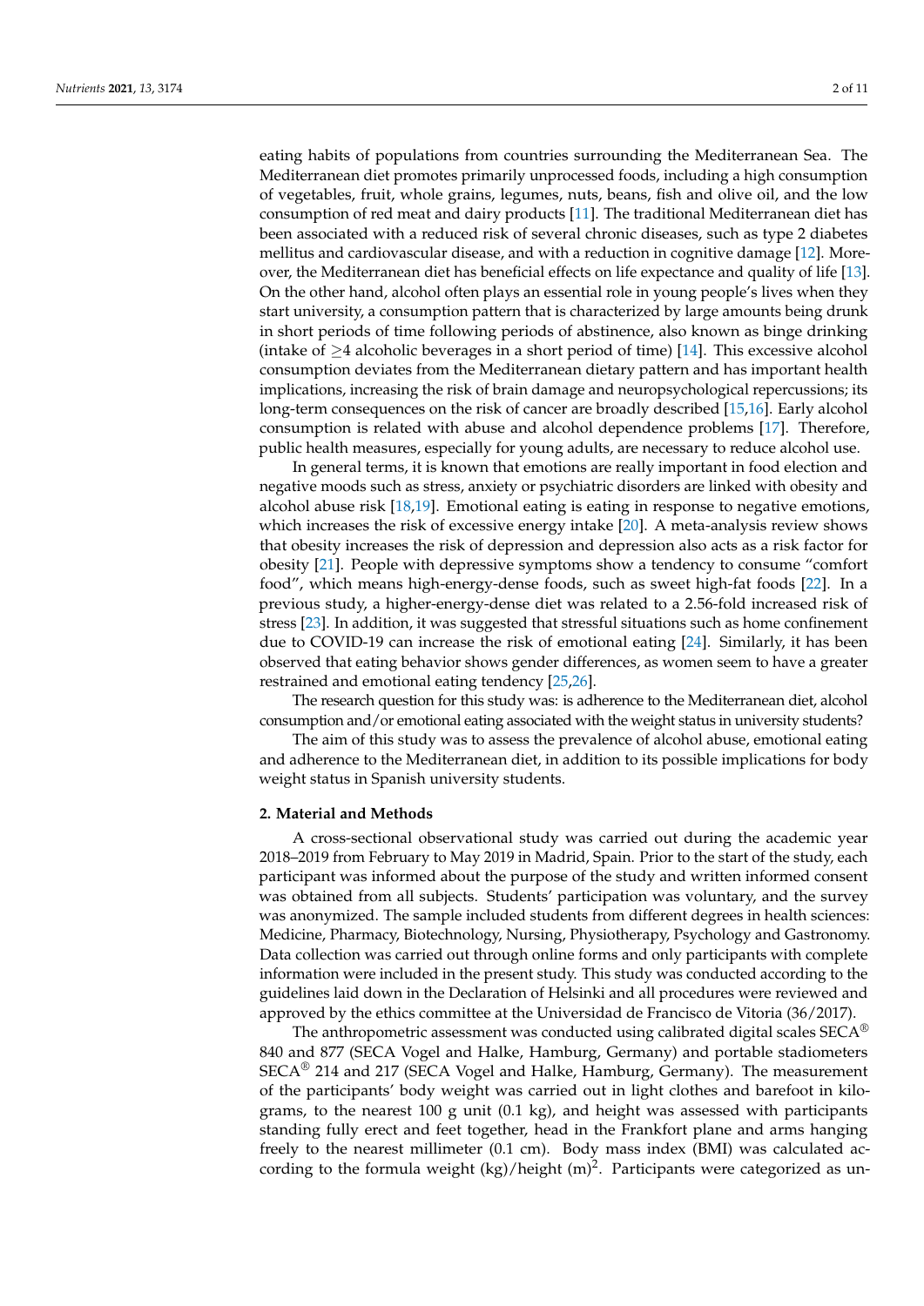eating habits of populations from countries surrounding the Mediterranean Sea. The Mediterranean diet promotes primarily unprocessed foods, including a high consumption of vegetables, fruit, whole grains, legumes, nuts, beans, fish and olive oil, and the low consumption of red meat and dairy products [11]. The traditional Mediterranean diet has been associated with a reduced risk of several chronic diseases, such as type 2 diabetes mellitus and cardiovascular disease, and with a reduction in cognitive damage [12]. Moreover, the Mediterranean diet has beneficial effects on life expectance and quality of life [13]. On the other hand, alcohol often plays an essential role in young people's lives when they start university, a consumption pattern that is characterized by large amounts being drunk in short periods of time following periods of abstinence, also known as binge drinking (intake of $\geq$4 alcoholic beverages in a short period of time) [14]. This excessive alcohol consumption deviates from the Mediterranean dietary pattern and has important health implications, increasing the risk of brain damage and neuropsychological repercussions; its long-term consequences on the risk of cancer are broadly described [15,16]. Early alcohol consumption is related with abuse and alcohol dependence problems [17]. Therefore, public health measures, especially for young adults, are necessary to reduce alcohol use.

In general terms, it is known that emotions are really important in food election and negative moods such as stress, anxiety or psychiatric disorders are linked with obesity and alcohol abuse risk [18,19]. Emotional eating is eating in response to negative emotions, which increases the risk of excessive energy intake [20]. A meta-analysis review shows that obesity increases the risk of depression and depression also acts as a risk factor for obesity [21]. People with depressive symptoms show a tendency to consume "comfort food", which means high-energy-dense foods, such as sweet high-fat foods [22]. In a previous study, a higher-energy-dense diet was related to a 2.56-fold increased risk of stress [23]. In addition, it was suggested that stressful situations such as home confinement due to COVID-19 can increase the risk of emotional eating [24]. Similarly, it has been observed that eating behavior shows gender differences, as women seem to have a greater restrained and emotional eating tendency [25,26].

The research question for this study was: is adherence to the Mediterranean diet, alcohol consumption and/or emotional eating associated with the weight status in university students?

The aim of this study was to assess the prevalence of alcohol abuse, emotional eating and adherence to the Mediterranean diet, in addition to its possible implications for body weight status in Spanish university students.

## 2. Material and Methods

A cross-sectional observational study was carried out during the academic year 2018–2019 from February to May 2019 in Madrid, Spain. Prior to the start of the study, each participant was informed about the purpose of the study and written informed consent was obtained from all subjects. Students' participation was voluntary, and the survey was anonymized. The sample included students from different degrees in health sciences: Medicine, Pharmacy, Biotechnology, Nursing, Physiotherapy, Psychology and Gastronomy. Data collection was carried out through online forms and only participants with complete information were included in the present study. This study was conducted according to the guidelines laid down in the Declaration of Helsinki and all procedures were reviewed and approved by the ethics committee at the Universidad de Francisco de Vitoria (36/2017).

The anthropometric assessment was conducted using calibrated digital scales SECA® 840 and 877 (SECA Vogel and Halke, Hamburg, Germany) and portable stadiometers SECA® 214 and 217 (SECA Vogel and Halke, Hamburg, Germany). The measurement of the participants' body weight was carried out in light clothes and barefoot in kilograms, to the nearest 100 g unit (0.1 kg), and height was assessed with participants standing fully erect and feet together, head in the Frankfort plane and arms hanging freely to the nearest millimeter (0.1 cm). Body mass index (BMI) was calculated according to the formula weight (kg)/height (m)$^2$. Participants were categorized as un-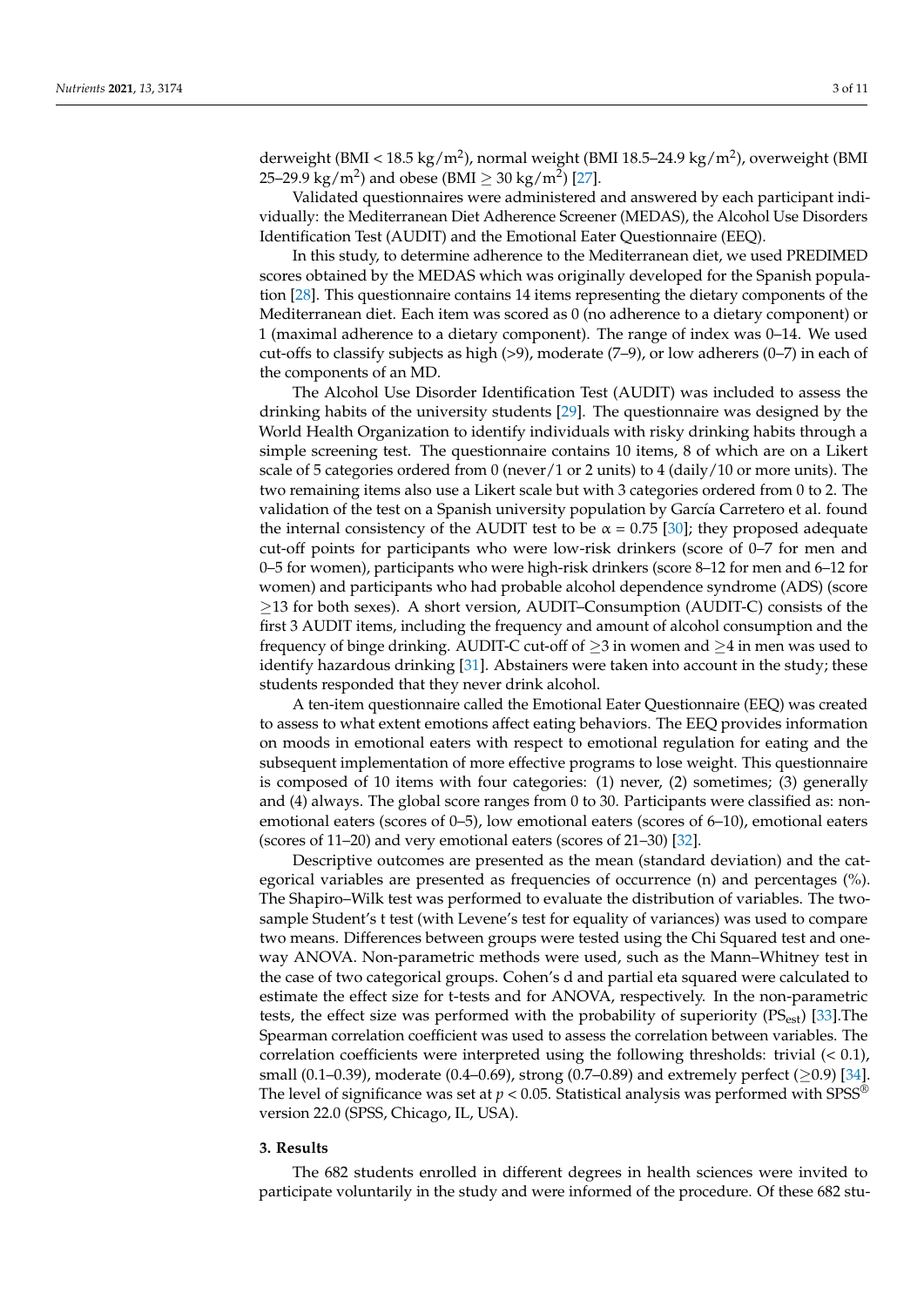derweight (BMI < 18.5 kg/m$^2$), normal weight (BMI 18.5–24.9 kg/m$^2$), overweight (BMI 25–29.9 kg/m$^2$) and obese (BMI $\geq$ 30 kg/m$^2$) [27].

Validated questionnaires were administered and answered by each participant individually: the Mediterranean Diet Adherence Screener (MEDAS), the Alcohol Use Disorders Identification Test (AUDIT) and the Emotional Eater Questionnaire (EEQ).

In this study, to determine adherence to the Mediterranean diet, we used PREDIMED scores obtained by the MEDAS which was originally developed for the Spanish population [28]. This questionnaire contains 14 items representing the dietary components of the Mediterranean diet. Each item was scored as 0 (no adherence to a dietary component) or 1 (maximal adherence to a dietary component). The range of index was 0–14. We used cut-offs to classify subjects as high (>9), moderate (7–9), or low adherers (0–7) in each of the components of an MD.

The Alcohol Use Disorder Identification Test (AUDIT) was included to assess the drinking habits of the university students [29]. The questionnaire was designed by the World Health Organization to identify individuals with risky drinking habits through a simple screening test. The questionnaire contains 10 items, 8 of which are on a Likert scale of 5 categories ordered from 0 (never/1 or 2 units) to 4 (daily/10 or more units). The two remaining items also use a Likert scale but with 3 categories ordered from 0 to 2. The validation of the test on a Spanish university population by García Carretero et al. found the internal consistency of the AUDIT test to be $\alpha = 0.75$ [30]; they proposed adequate cut-off points for participants who were low-risk drinkers (score of 0–7 for men and 0–5 for women), participants who were high-risk drinkers (score 8–12 for men and 6–12 for women) and participants who had probable alcohol dependence syndrome (ADS) (score $\geq$13 for both sexes). A short version, AUDIT–Consumption (AUDIT-C) consists of the first 3 AUDIT items, including the frequency and amount of alcohol consumption and the frequency of binge drinking. AUDIT-C cut-off of $\geq$3 in women and $\geq$4 in men was used to identify hazardous drinking [31]. Abstainers were taken into account in the study; these students responded that they never drink alcohol.

A ten-item questionnaire called the Emotional Eater Questionnaire (EEQ) was created to assess to what extent emotions affect eating behaviors. The EEQ provides information on moods in emotional eaters with respect to emotional regulation for eating and the subsequent implementation of more effective programs to lose weight. This questionnaire is composed of 10 items with four categories: (1) never, (2) sometimes; (3) generally and (4) always. The global score ranges from 0 to 30. Participants were classified as: non-emotional eaters (scores of 0–5), low emotional eaters (scores of 6–10), emotional eaters (scores of 11–20) and very emotional eaters (scores of 21–30) [32].

Descriptive outcomes are presented as the mean (standard deviation) and the categorical variables are presented as frequencies of occurrence (n) and percentages (%). The Shapiro–Wilk test was performed to evaluate the distribution of variables. The two-sample Student's t test (with Levene's test for equality of variances) was used to compare two means. Differences between groups were tested using the Chi Squared test and one-way ANOVA. Non-parametric methods were used, such as the Mann–Whitney test in the case of two categorical groups. Cohen's d and partial eta squared were calculated to estimate the effect size for t-tests and for ANOVA, respectively. In the non-parametric tests, the effect size was performed with the probability of superiority ($PS_{est}$) [33].The Spearman correlation coefficient was used to assess the correlation between variables. The correlation coefficients were interpreted using the following thresholds: trivial (< 0.1), small (0.1–0.39), moderate (0.4–0.69), strong (0.7–0.89) and extremely perfect ($\geq$0.9) [34]. The level of significance was set at $p < 0.05$. Statistical analysis was performed with SPSS® version 22.0 (SPSS, Chicago, IL, USA).

## 3. Results

The 682 students enrolled in different degrees in health sciences were invited to participate voluntarily in the study and were informed of the procedure. Of these 682 stu-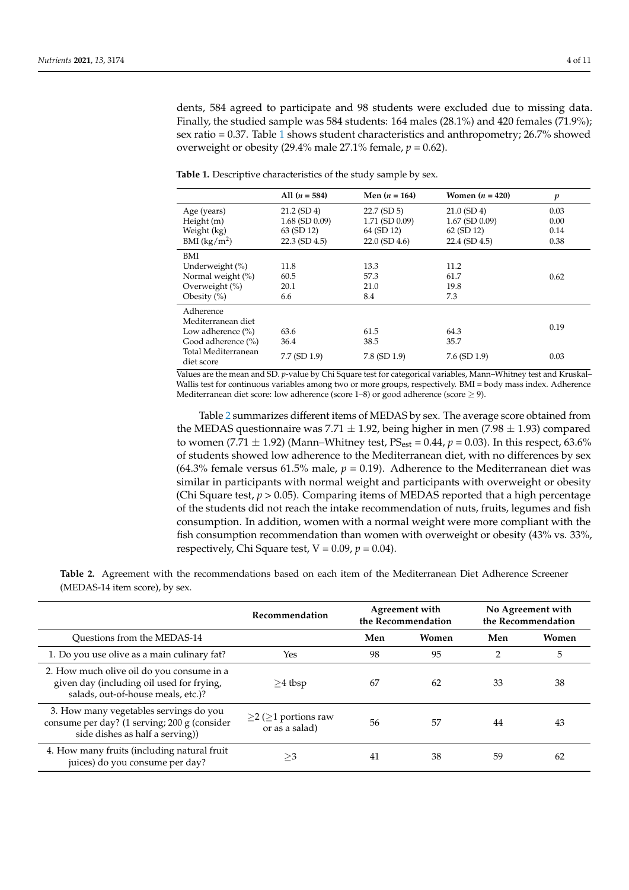dents, 584 agreed to participate and 98 students were excluded due to missing data. Finally, the studied sample was 584 students: 164 males (28.1%) and 420 females (71.9%); sex ratio = 0.37. Table 1 shows student characteristics and anthropometry; 26.7% showed overweight or obesity (29.4% male 27.1% female, $p = 0.62$).

**Table 1.** Descriptive characteristics of the study sample by sex.

| | All ($n$ = 584) | Men ($n$ = 164) | Women ($n$ = 420) | $p$ |
|---|---|---|---|---|
| Age (years) | 21.2 (SD 4) | 22.7 (SD 5) | 21.0 (SD 4) | 0.03 |
| Height (m) | 1.68 (SD 0.09) | 1.71 (SD 0.09) | 1.67 (SD 0.09) | 0.00 |
| Weight (kg) | 63 (SD 12) | 64 (SD 12) | 62 (SD 12) | 0.14 |
| BMI (kg/m$^2$) | 22.3 (SD 4.5) | 22.0 (SD 4.6) | 22.4 (SD 4.5) | 0.38 |
| BMI | | | | |
| Underweight (%) | 11.8 | 13.3 | 11.2 | |
| Normal weight (%) | 60.5 | 57.3 | 61.7 | 0.62 |
| Overweight (%) | 20.1 | 21.0 | 19.8 | |
| Obesity (%) | 6.6 | 8.4 | 7.3 | |
| Adherence Mediterranean diet | | | | |
| Low adherence (%) | 63.6 | 61.5 | 64.3 | 0.19 |
| Good adherence (%) | 36.4 | 38.5 | 35.7 | |
| Total Mediterranean diet score | 7.7 (SD 1.9) | 7.8 (SD 1.9) | 7.6 (SD 1.9) | 0.03 |

Values are the mean and SD. $p$-value by Chi Square test for categorical variables, Mann–Whitney test and Kruskal–Wallis test for continuous variables among two or more groups, respectively. BMI = body mass index. Adherence Mediterranean diet score: low adherence (score 1–8) or good adherence (score ≥ 9).

Table 2 summarizes different items of MEDAS by sex. The average score obtained from the MEDAS questionnaire was 7.71 ± 1.92, being higher in men (7.98 ± 1.93) compared to women (7.71 ± 1.92) (Mann–Whitney test, $PS_{est} = 0.44$, $p = 0.03$). In this respect, 63.6% of students showed low adherence to the Mediterranean diet, with no differences by sex (64.3% female versus 61.5% male, $p = 0.19$). Adherence to the Mediterranean diet was similar in participants with normal weight and participants with overweight or obesity (Chi Square test, $p > 0.05$). Comparing items of MEDAS reported that a high percentage of the students did not reach the intake recommendation of nuts, fruits, legumes and fish consumption. In addition, women with a normal weight were more compliant with the fish consumption recommendation than women with overweight or obesity (43% vs. 33%, respectively, Chi Square test, $V = 0.09$, $p = 0.04$).

**Table 2.** Agreement with the recommendations based on each item of the Mediterranean Diet Adherence Screener (MEDAS-14 item score), by sex.

| | Recommendation | Agreement with the Recommendation | | No Agreement with the Recommendation | |
|---|---|---|---|---|---|
| Questions from the MEDAS-14 | | Men | Women | Men | Women |
| 1. Do you use olive as a main culinary fat? | Yes | 98 | 95 | 2 | 5 |
| 2. How much olive oil do you consume in a given day (including oil used for frying, salads, out-of-house meals, etc.)? | ≥4 tbsp | 67 | 62 | 33 | 38 |
| 3. How many vegetables servings do you consume per day? (1 serving; 200 g (consider side dishes as half a serving)) | ≥2 (≥1 portions raw or as a salad) | 56 | 57 | 44 | 43 |
| 4. How many fruits (including natural fruit juices) do you consume per day? | ≥3 | 41 | 38 | 59 | 62 |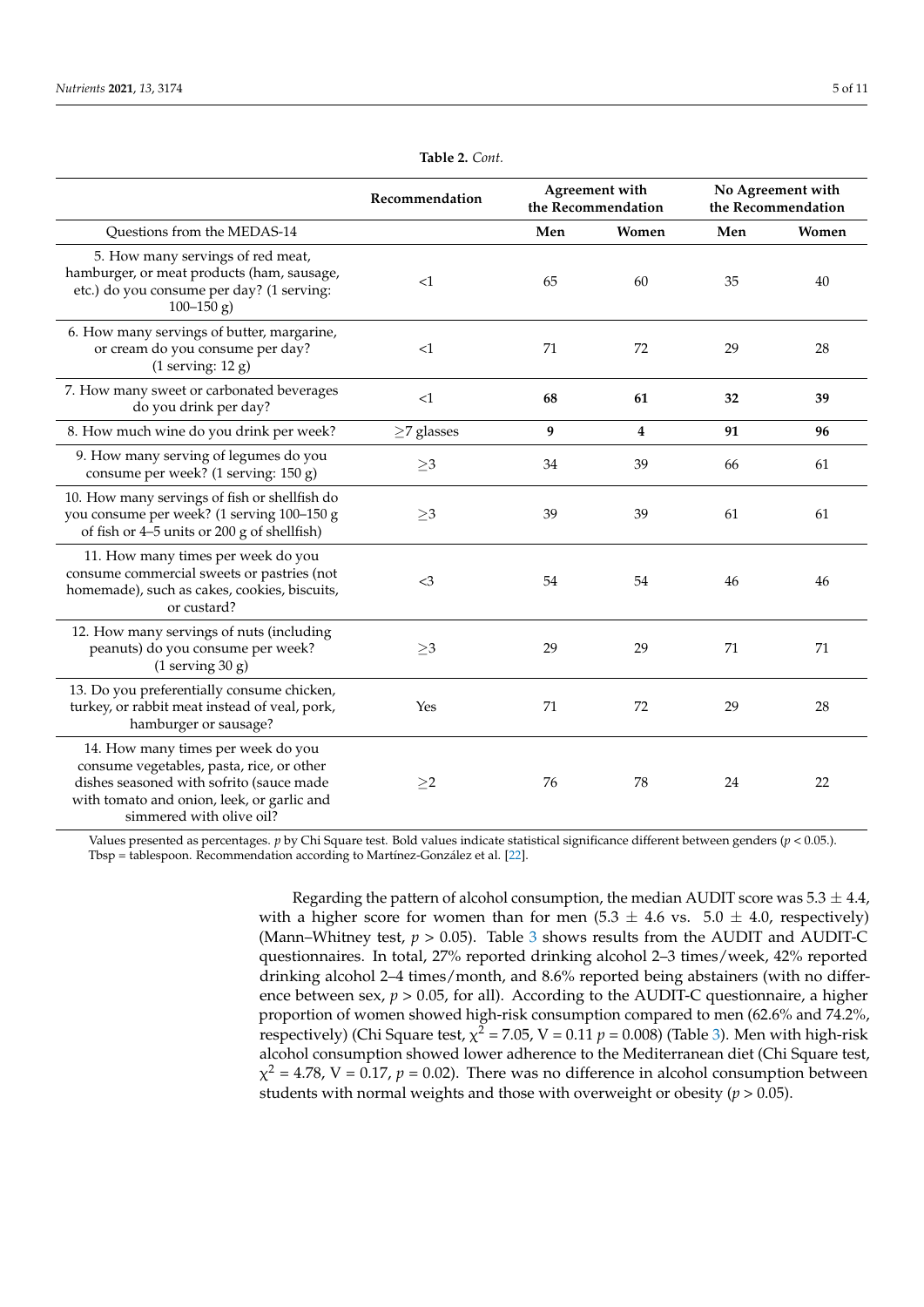**Table 2.** *Cont.*

| | Recommendation | Agreement with the Recommendation | | No Agreement with the Recommendation | |
|---|---|---|---|---|---|
| Questions from the MEDAS-14 | | Men | Women | Men | Women |
| 5. How many servings of red meat, hamburger, or meat products (ham, sausage, etc.) do you consume per day? (1 serving: 100–150 g) | <1 | 65 | 60 | 35 | 40 |
| 6. How many servings of butter, margarine, or cream do you consume per day? (1 serving: 12 g) | <1 | 71 | 72 | 29 | 28 |
| 7. How many sweet or carbonated beverages do you drink per day? | <1 | **68** | **61** | **32** | **39** |
| 8. How much wine do you drink per week? | ≥7 glasses | **9** | **4** | **91** | **96** |
| 9. How many serving of legumes do you consume per week? (1 serving: 150 g) | ≥3 | 34 | 39 | 66 | 61 |
| 10. How many servings of fish or shellfish do you consume per week? (1 serving 100–150 g of fish or 4–5 units or 200 g of shellfish) | ≥3 | 39 | 39 | 61 | 61 |
| 11. How many times per week do you consume commercial sweets or pastries (not homemade), such as cakes, cookies, biscuits, or custard? | <3 | 54 | 54 | 46 | 46 |
| 12. How many servings of nuts (including peanuts) do you consume per week? (1 serving 30 g) | ≥3 | 29 | 29 | 71 | 71 |
| 13. Do you preferentially consume chicken, turkey, or rabbit meat instead of veal, pork, hamburger or sausage? | Yes | 71 | 72 | 29 | 28 |
| 14. How many times per week do you consume vegetables, pasta, rice, or other dishes seasoned with sofrito (sauce made with tomato and onion, leek, or garlic and simmered with olive oil? | ≥2 | 76 | 78 | 24 | 22 |

Values presented as percentages. *p* by Chi Square test. Bold values indicate statistical significance different between genders ($p < 0.05$.). Tbsp = tablespoon. Recommendation according to Martínez-González et al. [22].

Regarding the pattern of alcohol consumption, the median AUDIT score was $5.3 \pm 4.4$, with a higher score for women than for men ($5.3 \pm 4.6$ vs. $5.0 \pm 4.0$, respectively) (Mann–Whitney test, $p > 0.05$). Table 3 shows results from the AUDIT and AUDIT-C questionnaires. In total, 27% reported drinking alcohol 2–3 times/week, 42% reported drinking alcohol 2–4 times/month, and 8.6% reported being abstainers (with no difference between sex, $p > 0.05$, for all). According to the AUDIT-C questionnaire, a higher proportion of women showed high-risk consumption compared to men (62.6% and 74.2%, respectively) (Chi Square test, $\chi^2 = 7.05$, $V = 0.11$ $p = 0.008$) (Table 3). Men with high-risk alcohol consumption showed lower adherence to the Mediterranean diet (Chi Square test, $\chi^2 = 4.78$, $V = 0.17$, $p = 0.02$). There was no difference in alcohol consumption between students with normal weights and those with overweight or obesity ($p > 0.05$).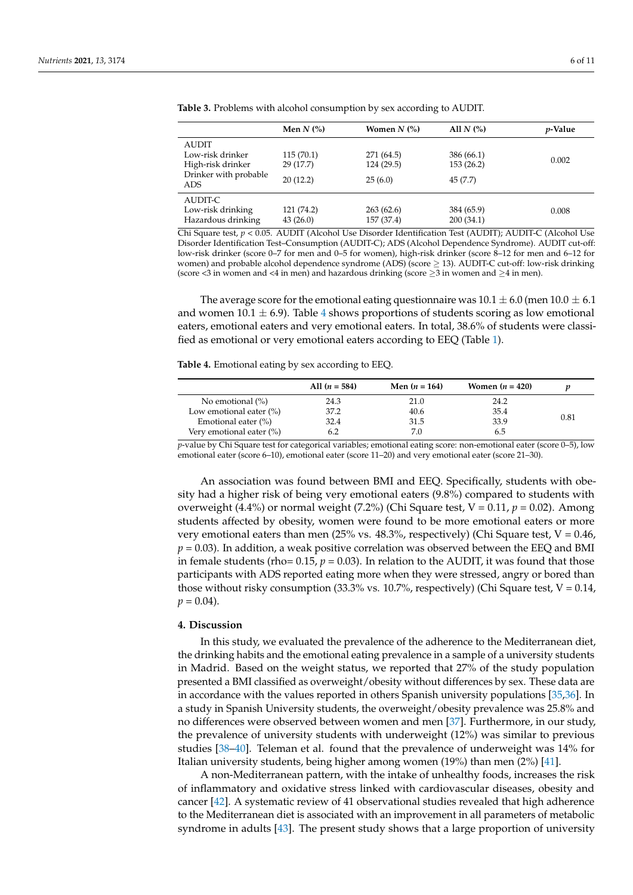**Table 3.** Problems with alcohol consumption by sex according to AUDIT.

| | Men *N* (%) | Women *N* (%) | All *N* (%) | *p*-Value |
|---|---|---|---|---|
| AUDIT | | | | |
| Low-risk drinker | 115 (70.1) | 271 (64.5) | 386 (66.1) | 0.002 |
| High-risk drinker | 29 (17.7) | 124 (29.5) | 153 (26.2) | |
| Drinker with probable ADS | 20 (12.2) | 25 (6.0) | 45 (7.7) | |
| AUDIT-C | | | | |
| Low-risk drinking | 121 (74.2) | 263 (62.6) | 384 (65.9) | 0.008 |
| Hazardous drinking | 43 (26.0) | 157 (37.4) | 200 (34.1) | |

Chi Square test, $p < 0.05$. AUDIT (Alcohol Use Disorder Identification Test (AUDIT); AUDIT-C (Alcohol Use Disorder Identification Test–Consumption (AUDIT-C); ADS (Alcohol Dependence Syndrome). AUDIT cut-off: low-risk drinker (score 0–7 for men and 0–5 for women), high-risk drinker (score 8–12 for men and 6–12 for women) and probable alcohol dependence syndrome (ADS) (score $\geq$ 13). AUDIT-C cut-off: low-risk drinking (score <3 in women and <4 in men) and hazardous drinking (score $\geq$3 in women and $\geq$4 in men).

The average score for the emotional eating questionnaire was $10.1 \pm 6.0$ (men $10.0 \pm 6.1$ and women $10.1 \pm 6.9$). Table 4 shows proportions of students scoring as low emotional eaters, emotional eaters and very emotional eaters. In total, 38.6% of students were classified as emotional or very emotional eaters according to EEQ (Table 1).

**Table 4.** Emotional eating by sex according to EEQ.

| | All (*n* = 584) | Men (*n* = 164) | Women (*n* = 420) | *p* |
|---|---|---|---|---|
| No emotional (%) | 24.3 | 21.0 | 24.2 | 0.81 |
| Low emotional eater (%) | 37.2 | 40.6 | 35.4 | |
| Emotional eater (%) | 32.4 | 31.5 | 33.9 | |
| Very emotional eater (%) | 6.2 | 7.0 | 6.5 | |

*p*-value by Chi Square test for categorical variables; emotional eating score: non-emotional eater (score 0–5), low emotional eater (score 6–10), emotional eater (score 11–20) and very emotional eater (score 21–30).

An association was found between BMI and EEQ. Specifically, students with obesity had a higher risk of being very emotional eaters (9.8%) compared to students with overweight (4.4%) or normal weight (7.2%) (Chi Square test, V = 0.11, $p = 0.02$). Among students affected by obesity, women were found to be more emotional eaters or more very emotional eaters than men (25% vs. 48.3%, respectively) (Chi Square test, V = 0.46, $p = 0.03$). In addition, a weak positive correlation was observed between the EEQ and BMI in female students (rho= 0.15, $p = 0.03$). In relation to the AUDIT, it was found that those participants with ADS reported eating more when they were stressed, angry or bored than those without risky consumption (33.3% vs. 10.7%, respectively) (Chi Square test, V = 0.14, $p = 0.04$).

## 4. Discussion

In this study, we evaluated the prevalence of the adherence to the Mediterranean diet, the drinking habits and the emotional eating prevalence in a sample of a university students in Madrid. Based on the weight status, we reported that 27% of the study population presented a BMI classified as overweight/obesity without differences by sex. These data are in accordance with the values reported in others Spanish university populations [35,36]. In a study in Spanish University students, the overweight/obesity prevalence was 25.8% and no differences were observed between women and men [37]. Furthermore, in our study, the prevalence of university students with underweight (12%) was similar to previous studies [38–40]. Teleman et al. found that the prevalence of underweight was 14% for Italian university students, being higher among women (19%) than men (2%) [41].

A non-Mediterranean pattern, with the intake of unhealthy foods, increases the risk of inflammatory and oxidative stress linked with cardiovascular diseases, obesity and cancer [42]. A systematic review of 41 observational studies revealed that high adherence to the Mediterranean diet is associated with an improvement in all parameters of metabolic syndrome in adults [43]. The present study shows that a large proportion of university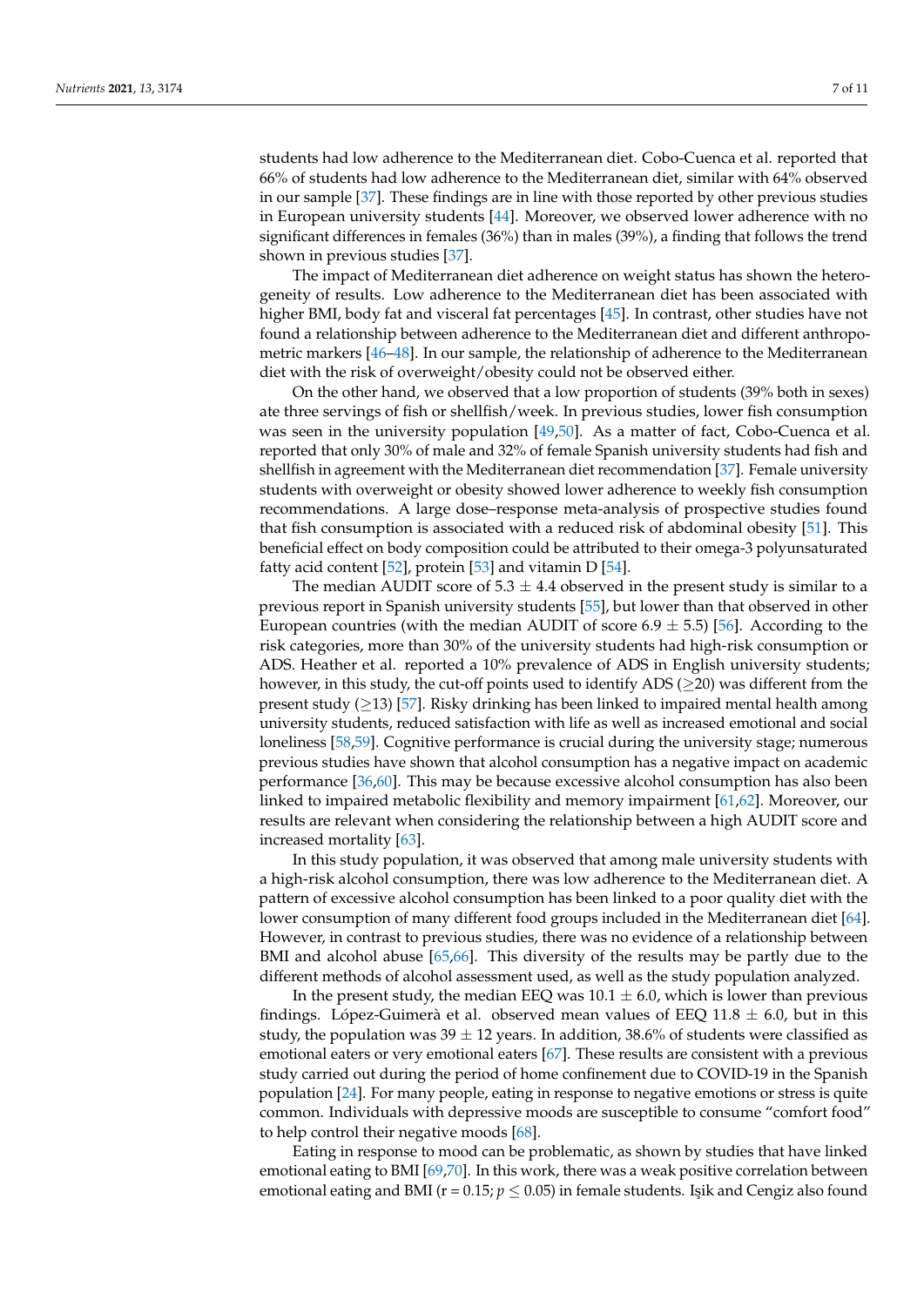students had low adherence to the Mediterranean diet. Cobo-Cuenca et al. reported that 66% of students had low adherence to the Mediterranean diet, similar with 64% observed in our sample [37]. These findings are in line with those reported by other previous studies in European university students [44]. Moreover, we observed lower adherence with no significant differences in females (36%) than in males (39%), a finding that follows the trend shown in previous studies [37].

The impact of Mediterranean diet adherence on weight status has shown the heterogeneity of results. Low adherence to the Mediterranean diet has been associated with higher BMI, body fat and visceral fat percentages [45]. In contrast, other studies have not found a relationship between adherence to the Mediterranean diet and different anthropometric markers [46–48]. In our sample, the relationship of adherence to the Mediterranean diet with the risk of overweight/obesity could not be observed either.

On the other hand, we observed that a low proportion of students (39% both in sexes) ate three servings of fish or shellfish/week. In previous studies, lower fish consumption was seen in the university population [49,50]. As a matter of fact, Cobo-Cuenca et al. reported that only 30% of male and 32% of female Spanish university students had fish and shellfish in agreement with the Mediterranean diet recommendation [37]. Female university students with overweight or obesity showed lower adherence to weekly fish consumption recommendations. A large dose–response meta-analysis of prospective studies found that fish consumption is associated with a reduced risk of abdominal obesity [51]. This beneficial effect on body composition could be attributed to their omega-3 polyunsaturated fatty acid content [52], protein [53] and vitamin D [54].

The median AUDIT score of $5.3 \pm 4.4$ observed in the present study is similar to a previous report in Spanish university students [55], but lower than that observed in other European countries (with the median AUDIT of score $6.9 \pm 5.5$) [56]. According to the risk categories, more than 30% of the university students had high-risk consumption or ADS. Heather et al. reported a 10% prevalence of ADS in English university students; however, in this study, the cut-off points used to identify ADS ($\geq$20) was different from the present study ($\geq$13) [57]. Risky drinking has been linked to impaired mental health among university students, reduced satisfaction with life as well as increased emotional and social loneliness [58,59]. Cognitive performance is crucial during the university stage; numerous previous studies have shown that alcohol consumption has a negative impact on academic performance [36,60]. This may be because excessive alcohol consumption has also been linked to impaired metabolic flexibility and memory impairment [61,62]. Moreover, our results are relevant when considering the relationship between a high AUDIT score and increased mortality [63].

In this study population, it was observed that among male university students with a high-risk alcohol consumption, there was low adherence to the Mediterranean diet. A pattern of excessive alcohol consumption has been linked to a poor quality diet with the lower consumption of many different food groups included in the Mediterranean diet [64]. However, in contrast to previous studies, there was no evidence of a relationship between BMI and alcohol abuse [65,66]. This diversity of the results may be partly due to the different methods of alcohol assessment used, as well as the study population analyzed.

In the present study, the median EEQ was $10.1 \pm 6.0$, which is lower than previous findings. López-Guimerà et al. observed mean values of EEQ $11.8 \pm 6.0$, but in this study, the population was $39 \pm 12$ years. In addition, 38.6% of students were classified as emotional eaters or very emotional eaters [67]. These results are consistent with a previous study carried out during the period of home confinement due to COVID-19 in the Spanish population [24]. For many people, eating in response to negative emotions or stress is quite common. Individuals with depressive moods are susceptible to consume "comfort food" to help control their negative moods [68].

Eating in response to mood can be problematic, as shown by studies that have linked emotional eating to BMI [69,70]. In this work, there was a weak positive correlation between emotional eating and BMI ($r = 0.15$; $p \leq 0.05$) in female students. Işik and Cengiz also found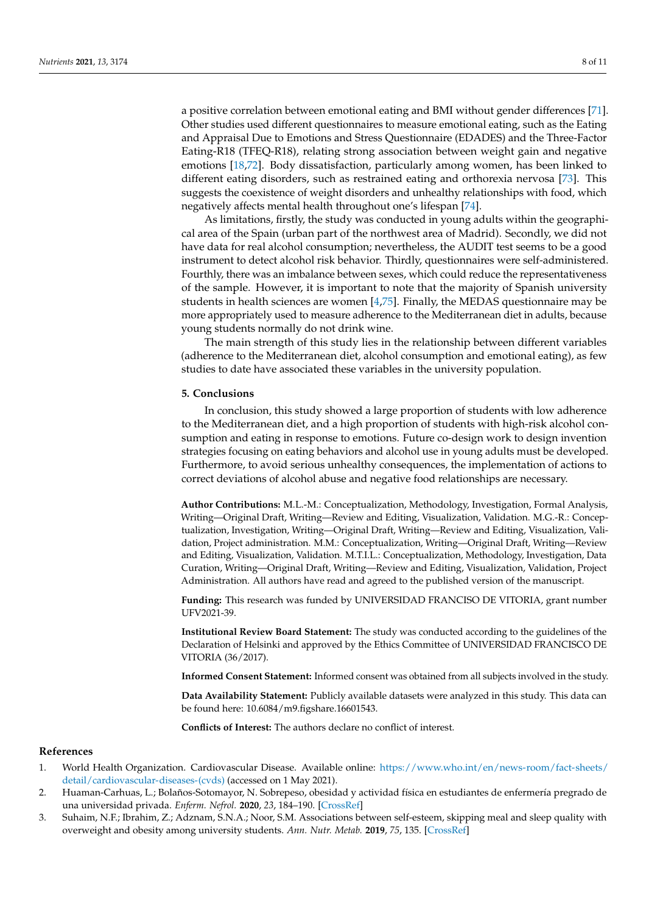a positive correlation between emotional eating and BMI without gender differences [71]. Other studies used different questionnaires to measure emotional eating, such as the Eating and Appraisal Due to Emotions and Stress Questionnaire (EDADES) and the Three-Factor Eating-R18 (TFEQ-R18), relating strong association between weight gain and negative emotions [18,72]. Body dissatisfaction, particularly among women, has been linked to different eating disorders, such as restrained eating and orthorexia nervosa [73]. This suggests the coexistence of weight disorders and unhealthy relationships with food, which negatively affects mental health throughout one's lifespan [74].

As limitations, firstly, the study was conducted in young adults within the geographical area of the Spain (urban part of the northwest area of Madrid). Secondly, we did not have data for real alcohol consumption; nevertheless, the AUDIT test seems to be a good instrument to detect alcohol risk behavior. Thirdly, questionnaires were self-administered. Fourthly, there was an imbalance between sexes, which could reduce the representativeness of the sample. However, it is important to note that the majority of Spanish university students in health sciences are women [4,75]. Finally, the MEDAS questionnaire may be more appropriately used to measure adherence to the Mediterranean diet in adults, because young students normally do not drink wine.

The main strength of this study lies in the relationship between different variables (adherence to the Mediterranean diet, alcohol consumption and emotional eating), as few studies to date have associated these variables in the university population.

## 5. Conclusions

In conclusion, this study showed a large proportion of students with low adherence to the Mediterranean diet, and a high proportion of students with high-risk alcohol consumption and eating in response to emotions. Future co-design work to design invention strategies focusing on eating behaviors and alcohol use in young adults must be developed. Furthermore, to avoid serious unhealthy consequences, the implementation of actions to correct deviations of alcohol abuse and negative food relationships are necessary.

**Author Contributions:** M.L.-M.: Conceptualization, Methodology, Investigation, Formal Analysis, Writing—Original Draft, Writing—Review and Editing, Visualization, Validation. M.G.-R.: Conceptualization, Investigation, Writing—Original Draft, Writing—Review and Editing, Visualization, Validation, Project administration. M.M.: Conceptualization, Writing—Original Draft, Writing—Review and Editing, Visualization, Validation. M.T.I.L.: Conceptualization, Methodology, Investigation, Data Curation, Writing—Original Draft, Writing—Review and Editing, Visualization, Validation, Project Administration. All authors have read and agreed to the published version of the manuscript.

**Funding:** This research was funded by UNIVERSIDAD FRANCISO DE VITORIA, grant number UFV2021-39.

**Institutional Review Board Statement:** The study was conducted according to the guidelines of the Declaration of Helsinki and approved by the Ethics Committee of UNIVERSIDAD FRANCISCO DE VITORIA (36/2017).

**Informed Consent Statement:** Informed consent was obtained from all subjects involved in the study.

**Data Availability Statement:** Publicly available datasets were analyzed in this study. This data can be found here: 10.6084/m9.figshare.16601543.

**Conflicts of Interest:** The authors declare no conflict of interest.

## References

1. World Health Organization. Cardiovascular Disease. Available online: https://www.who.int/en/news-room/fact-sheets/detail/cardiovascular-diseases-(cvds) (accessed on 1 May 2021).
2. Huaman-Carhuas, L.; Bolaños-Sotomayor, N. Sobrepeso, obesidad y actividad física en estudiantes de enfermería pregrado de una universidad privada. *Enferm. Nefrol.* **2020**, *23*, 184–190. [CrossRef]
3. Suhaim, N.F.; Ibrahim, Z.; Adznam, S.N.A.; Noor, S.M. Associations between self-esteem, skipping meal and sleep quality with overweight and obesity among university students. *Ann. Nutr. Metab.* **2019**, *75*, 135. [CrossRef]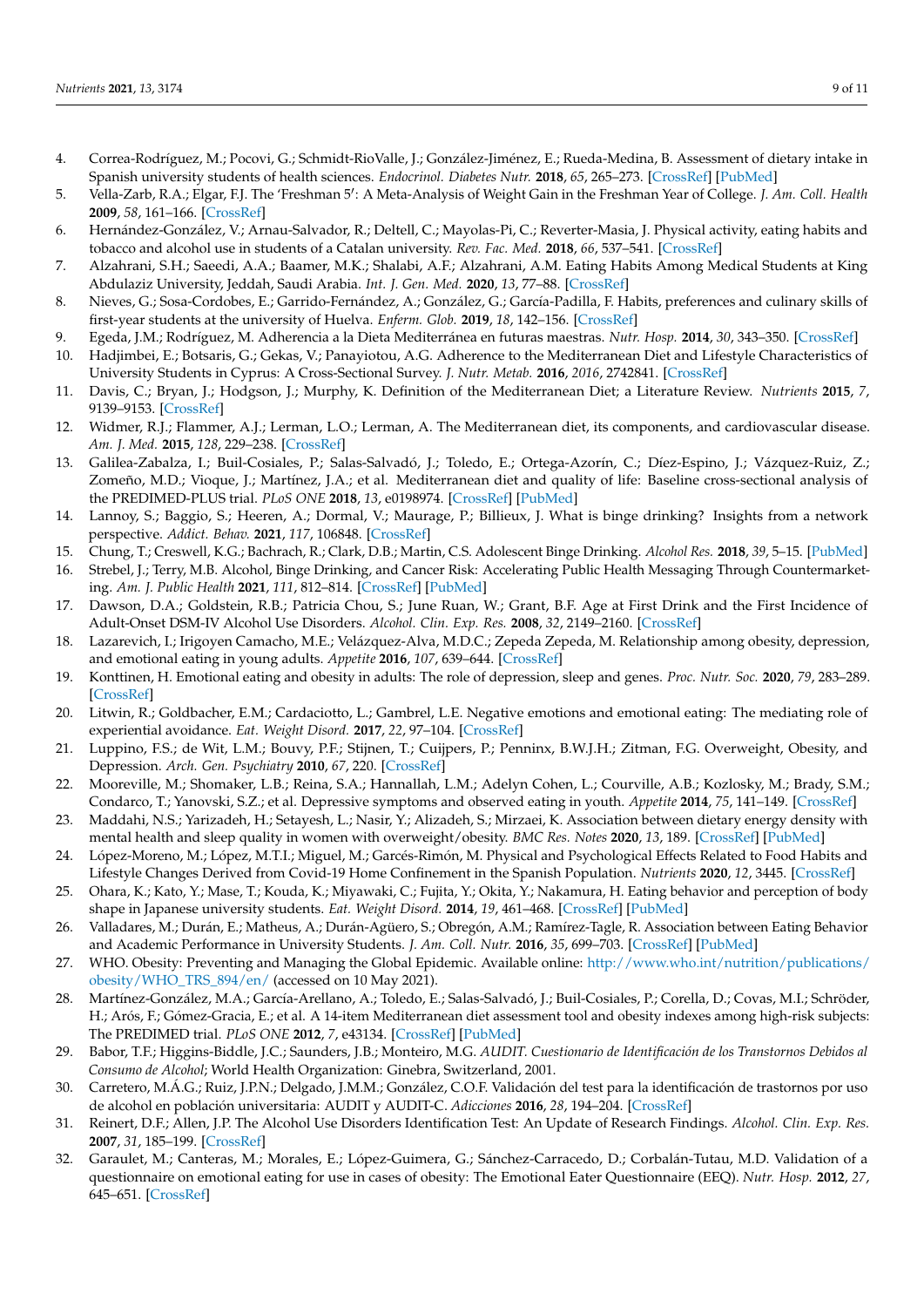4. Correa-Rodríguez, M.; Pocovi, G.; Schmidt-RioValle, J.; González-Jiménez, E.; Rueda-Medina, B. Assessment of dietary intake in Spanish university students of health sciences. *Endocrinol. Diabetes Nutr.* **2018**, *65*, 265–273. [CrossRef] [PubMed]
5. Vella-Zarb, R.A.; Elgar, F.J. The 'Freshman 5′: A Meta-Analysis of Weight Gain in the Freshman Year of College. *J. Am. Coll. Health* **2009**, *58*, 161–166. [CrossRef]
6. Hernández-González, V.; Arnau-Salvador, R.; Deltell, C.; Mayolas-Pi, C.; Reverter-Masia, J. Physical activity, eating habits and tobacco and alcohol use in students of a Catalan university. *Rev. Fac. Med.* **2018**, *66*, 537–541. [CrossRef]
7. Alzahrani, S.H.; Saeedi, A.A.; Baamer, M.K.; Shalabi, A.F.; Alzahrani, A.M. Eating Habits Among Medical Students at King Abdulaziz University, Jeddah, Saudi Arabia. *Int. J. Gen. Med.* **2020**, *13*, 77–88. [CrossRef]
8. Nieves, G.; Sosa-Cordobes, E.; Garrido-Fernández, A.; González, G.; García-Padilla, F. Habits, preferences and culinary skills of first-year students at the university of Huelva. *Enferm. Glob.* **2019**, *18*, 142–156. [CrossRef]
9. Egeda, J.M.; Rodríguez, M. Adherencia a la Dieta Mediterránea en futuras maestras. *Nutr. Hosp.* **2014**, *30*, 343–350. [CrossRef]
10. Hadjimbei, E.; Botsaris, G.; Gekas, V.; Panayiotou, A.G. Adherence to the Mediterranean Diet and Lifestyle Characteristics of University Students in Cyprus: A Cross-Sectional Survey. *J. Nutr. Metab.* **2016**, *2016*, 2742841. [CrossRef]
11. Davis, C.; Bryan, J.; Hodgson, J.; Murphy, K. Definition of the Mediterranean Diet; a Literature Review. *Nutrients* **2015**, *7*, 9139–9153. [CrossRef]
12. Widmer, R.J.; Flammer, A.J.; Lerman, L.O.; Lerman, A. The Mediterranean diet, its components, and cardiovascular disease. *Am. J. Med.* **2015**, *128*, 229–238. [CrossRef]
13. Galilea-Zabalza, I.; Buil-Cosiales, P.; Salas-Salvadó, J.; Toledo, E.; Ortega-Azorín, C.; Díez-Espino, J.; Vázquez-Ruiz, Z.; Zomeño, M.D.; Vioque, J.; Martínez, J.A.; et al. Mediterranean diet and quality of life: Baseline cross-sectional analysis of the PREDIMED-PLUS trial. *PLoS ONE* **2018**, *13*, e0198974. [CrossRef] [PubMed]
14. Lannoy, S.; Baggio, S.; Heeren, A.; Dormal, V.; Maurage, P.; Billieux, J. What is binge drinking? Insights from a network perspective. *Addict. Behav.* **2021**, *117*, 106848. [CrossRef]
15. Chung, T.; Creswell, K.G.; Bachrach, R.; Clark, D.B.; Martin, C.S. Adolescent Binge Drinking. *Alcohol Res.* **2018**, *39*, 5–15. [PubMed]
16. Strebel, J.; Terry, M.B. Alcohol, Binge Drinking, and Cancer Risk: Accelerating Public Health Messaging Through Countermarketing. *Am. J. Public Health* **2021**, *111*, 812–814. [CrossRef] [PubMed]
17. Dawson, D.A.; Goldstein, R.B.; Patricia Chou, S.; June Ruan, W.; Grant, B.F. Age at First Drink and the First Incidence of Adult-Onset DSM-IV Alcohol Use Disorders. *Alcohol. Clin. Exp. Res.* **2008**, *32*, 2149–2160. [CrossRef]
18. Lazarevich, I.; Irigoyen Camacho, M.E.; Velázquez-Alva, M.D.C.; Zepeda Zepeda, M. Relationship among obesity, depression, and emotional eating in young adults. *Appetite* **2016**, *107*, 639–644. [CrossRef]
19. Konttinen, H. Emotional eating and obesity in adults: The role of depression, sleep and genes. *Proc. Nutr. Soc.* **2020**, *79*, 283–289. [CrossRef]
20. Litwin, R.; Goldbacher, E.M.; Cardaciotto, L.; Gambrel, L.E. Negative emotions and emotional eating: The mediating role of experiential avoidance. *Eat. Weight Disord.* **2017**, *22*, 97–104. [CrossRef]
21. Luppino, F.S.; de Wit, L.M.; Bouvy, P.F.; Stijnen, T.; Cuijpers, P.; Penninx, B.W.J.H.; Zitman, F.G. Overweight, Obesity, and Depression. *Arch. Gen. Psychiatry* **2010**, *67*, 220. [CrossRef]
22. Mooreville, M.; Shomaker, L.B.; Reina, S.A.; Hannallah, L.M.; Adelyn Cohen, L.; Courville, A.B.; Kozlosky, M.; Brady, S.M.; Condarco, T.; Yanovski, S.Z.; et al. Depressive symptoms and observed eating in youth. *Appetite* **2014**, *75*, 141–149. [CrossRef]
23. Maddahi, N.S.; Yarizadeh, H.; Setayesh, L.; Nasir, Y.; Alizadeh, S.; Mirzaei, K. Association between dietary energy density with mental health and sleep quality in women with overweight/obesity. *BMC Res. Notes* **2020**, *13*, 189. [CrossRef] [PubMed]
24. López-Moreno, M.; López, M.T.I.; Miguel, M.; Garcés-Rimón, M. Physical and Psychological Effects Related to Food Habits and Lifestyle Changes Derived from Covid-19 Home Confinement in the Spanish Population. *Nutrients* **2020**, *12*, 3445. [CrossRef]
25. Ohara, K.; Kato, Y.; Mase, T.; Kouda, K.; Miyawaki, C.; Fujita, Y.; Okita, Y.; Nakamura, H. Eating behavior and perception of body shape in Japanese university students. *Eat. Weight Disord.* **2014**, *19*, 461–468. [CrossRef] [PubMed]
26. Valladares, M.; Durán, E.; Matheus, A.; Durán-Agüero, S.; Obregón, A.M.; Ramírez-Tagle, R. Association between Eating Behavior and Academic Performance in University Students. *J. Am. Coll. Nutr.* **2016**, *35*, 699–703. [CrossRef] [PubMed]
27. WHO. Obesity: Preventing and Managing the Global Epidemic. Available online: http://www.who.int/nutrition/publications/obesity/WHO_TRS_894/en/ (accessed on 10 May 2021).
28. Martínez-González, M.A.; García-Arellano, A.; Toledo, E.; Salas-Salvadó, J.; Buil-Cosiales, P.; Corella, D.; Covas, M.I.; Schröder, H.; Arós, F.; Gómez-Gracia, E.; et al. A 14-item Mediterranean diet assessment tool and obesity indexes among high-risk subjects: The PREDIMED trial. *PLoS ONE* **2012**, *7*, e43134. [CrossRef] [PubMed]
29. Babor, T.F.; Higgins-Biddle, J.C.; Saunders, J.B.; Monteiro, M.G. *AUDIT. Cuestionario de Identificación de los Transtornos Debidos al Consumo de Alcohol*; World Health Organization: Ginebra, Switzerland, 2001.
30. Carretero, M.Á.G.; Ruiz, J.P.N.; Delgado, J.M.M.; González, C.O.F. Validación del test para la identificación de trastornos por uso de alcohol en población universitaria: AUDIT y AUDIT-C. *Adicciones* **2016**, *28*, 194–204. [CrossRef]
31. Reinert, D.F.; Allen, J.P. The Alcohol Use Disorders Identification Test: An Update of Research Findings. *Alcohol. Clin. Exp. Res.* **2007**, *31*, 185–199. [CrossRef]
32. Garaulet, M.; Canteras, M.; Morales, E.; López-Guimera, G.; Sánchez-Carracedo, D.; Corbalán-Tutau, M.D. Validation of a questionnaire on emotional eating for use in cases of obesity: The Emotional Eater Questionnaire (EEQ). *Nutr. Hosp.* **2012**, *27*, 645–651. [CrossRef]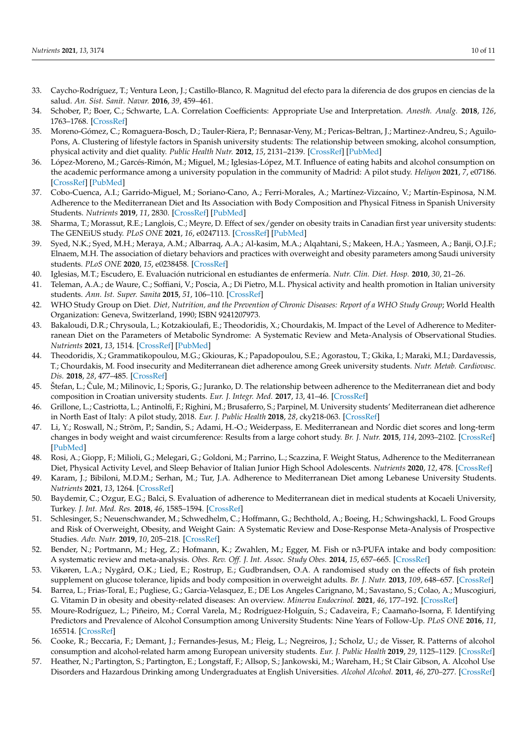33. Caycho-Rodríguez, T.; Ventura Leon, J.; Castillo-Blanco, R. Magnitud del efecto para la diferencia de dos grupos en ciencias de la salud. *An. Sist. Sanit. Navar.* **2016**, *39*, 459–461.
34. Schober, P.; Boer, C.; Schwarte, L.A. Correlation Coefficients: Appropriate Use and Interpretation. *Anesth. Analg.* **2018**, *126*, 1763–1768. [CrossRef]
35. Moreno-Gómez, C.; Romaguera-Bosch, D.; Tauler-Riera, P.; Bennasar-Veny, M.; Pericas-Beltran, J.; Martinez-Andreu, S.; Aguilo-Pons, A. Clustering of lifestyle factors in Spanish university students: The relationship between smoking, alcohol consumption, physical activity and diet quality. *Public Health Nutr.* **2012**, *15*, 2131–2139. [CrossRef] [PubMed]
36. López-Moreno, M.; Garcés-Rimón, M.; Miguel, M.; Iglesias-López, M.T. Influence of eating habits and alcohol consumption on the academic performance among a university population in the community of Madrid: A pilot study. *Heliyon* **2021**, *7*, e07186. [CrossRef] [PubMed]
37. Cobo-Cuenca, A.I.; Garrido-Miguel, M.; Soriano-Cano, A.; Ferri-Morales, A.; Martínez-Vizcaíno, V.; Martín-Espinosa, N.M. Adherence to the Mediterranean Diet and Its Association with Body Composition and Physical Fitness in Spanish University Students. *Nutrients* **2019**, *11*, 2830. [CrossRef] [PubMed]
38. Sharma, T.; Morassut, R.E.; Langlois, C.; Meyre, D. Effect of sex/gender on obesity traits in Canadian first year university students: The GENEiUS study. *PLoS ONE* **2021**, *16*, e0247113. [CrossRef] [PubMed]
39. Syed, N.K.; Syed, M.H.; Meraya, A.M.; Albarraq, A.A.; Al-kasim, M.A.; Alqahtani, S.; Makeen, H.A.; Yasmeen, A.; Banji, O.J.F.; Elnaem, M.H. The association of dietary behaviors and practices with overweight and obesity parameters among Saudi university students. *PLoS ONE* **2020**, *15*, e0238458. [CrossRef]
40. Iglesias, M.T.; Escudero, E. Evaluación nutricional en estudiantes de enfermería. *Nutr. Clin. Diet. Hosp.* **2010**, *30*, 21–26.
41. Teleman, A.A.; de Waure, C.; Soffiani, V.; Poscia, A.; Di Pietro, M.L. Physical activity and health promotion in Italian university students. *Ann. Ist. Super. Sanita* **2015**, *51*, 106–110. [CrossRef]
42. WHO Study Group on Diet. *Diet, Nutrition, and the Prevention of Chronic Diseases: Report of a WHO Study Group*; World Health Organization: Geneva, Switzerland, 1990; ISBN 9241207973.
43. Bakaloudi, D.R.; Chrysoula, L.; Kotzakioulafi, E.; Theodoridis, X.; Chourdakis, M. Impact of the Level of Adherence to Mediterranean Diet on the Parameters of Metabolic Syndrome: A Systematic Review and Meta-Analysis of Observational Studies. *Nutrients* **2021**, *13*, 1514. [CrossRef] [PubMed]
44. Theodoridis, X.; Grammatikopoulou, M.G.; Gkiouras, K.; Papadopoulou, S.E.; Agorastou, T.; Gkika, I.; Maraki, M.I.; Dardavessis, T.; Chourdakis, M. Food insecurity and Mediterranean diet adherence among Greek university students. *Nutr. Metab. Cardiovasc. Dis.* **2018**, *28*, 477–485. [CrossRef]
45. Štefan, L.; Čule, M.; Milinovic, I.; Sporis, G.; Juranko, D. The relationship between adherence to the Mediterranean diet and body composition in Croatian university students. *Eur. J. Integr. Med.* **2017**, *13*, 41–46. [CrossRef]
46. Grillone, L.; Castriotta, L.; Antinolfi, F.; Righini, M.; Brusaferro, S.; Parpinel, M. University students' Mediterranean diet adherence in North East of Italy: A pilot study, 2018. *Eur. J. Public Health* **2018**, *28*, cky218-063. [CrossRef]
47. Li, Y.; Roswall, N.; Ström, P.; Sandin, S.; Adami, H.-O.; Weiderpass, E. Mediterranean and Nordic diet scores and long-term changes in body weight and waist circumference: Results from a large cohort study. *Br. J. Nutr.* **2015**, *114*, 2093–2102. [CrossRef] [PubMed]
48. Rosi, A.; Giopp, F.; Milioli, G.; Melegari, G.; Goldoni, M.; Parrino, L.; Scazzina, F. Weight Status, Adherence to the Mediterranean Diet, Physical Activity Level, and Sleep Behavior of Italian Junior High School Adolescents. *Nutrients* **2020**, *12*, 478. [CrossRef]
49. Karam, J.; Bibiloni, M.D.M.; Serhan, M.; Tur, J.A. Adherence to Mediterranean Diet among Lebanese University Students. *Nutrients* **2021**, *13*, 1264. [CrossRef]
50. Baydemir, C.; Ozgur, E.G.; Balci, S. Evaluation of adherence to Mediterranean diet in medical students at Kocaeli University, Turkey. *J. Int. Med. Res.* **2018**, *46*, 1585–1594. [CrossRef]
51. Schlesinger, S.; Neuenschwander, M.; Schwedhelm, C.; Hoffmann, G.; Bechthold, A.; Boeing, H.; Schwingshackl, L. Food Groups and Risk of Overweight, Obesity, and Weight Gain: A Systematic Review and Dose-Response Meta-Analysis of Prospective Studies. *Adv. Nutr.* **2019**, *10*, 205–218. [CrossRef]
52. Bender, N.; Portmann, M.; Heg, Z.; Hofmann, K.; Zwahlen, M.; Egger, M. Fish or n3-PUFA intake and body composition: A systematic review and meta-analysis. *Obes. Rev. Off. J. Int. Assoc. Study Obes.* **2014**, *15*, 657–665. [CrossRef]
53. Vikøren, L.A.; Nygård, O.K.; Lied, E.; Rostrup, E.; Gudbrandsen, O.A. A randomised study on the effects of fish protein supplement on glucose tolerance, lipids and body composition in overweight adults. *Br. J. Nutr.* **2013**, *109*, 648–657. [CrossRef]
54. Barrea, L.; Frias-Toral, E.; Pugliese, G.; Garcia-Velasquez, E.; DE Los Angeles Carignano, M.; Savastano, S.; Colao, A.; Muscogiuri, G. Vitamin D in obesity and obesity-related diseases: An overview. *Minerva Endocrinol.* **2021**, *46*, 177–192. [CrossRef]
55. Moure-Rodríguez, L.; Piñeiro, M.; Corral Varela, M.; Rodríguez-Holguín, S.; Cadaveira, F.; Caamaño-Isorna, F. Identifying Predictors and Prevalence of Alcohol Consumption among University Students: Nine Years of Follow-Up. *PLoS ONE* **2016**, *11*, 165514. [CrossRef]
56. Cooke, R.; Beccaria, F.; Demant, J.; Fernandes-Jesus, M.; Fleig, L.; Negreiros, J.; Scholz, U.; de Visser, R. Patterns of alcohol consumption and alcohol-related harm among European university students. *Eur. J. Public Health* **2019**, *29*, 1125–1129. [CrossRef]
57. Heather, N.; Partington, S.; Partington, E.; Longstaff, F.; Allsop, S.; Jankowski, M.; Wareham, H.; St Clair Gibson, A. Alcohol Use Disorders and Hazardous Drinking among Undergraduates at English Universities. *Alcohol Alcohol.* **2011**, *46*, 270–277. [CrossRef]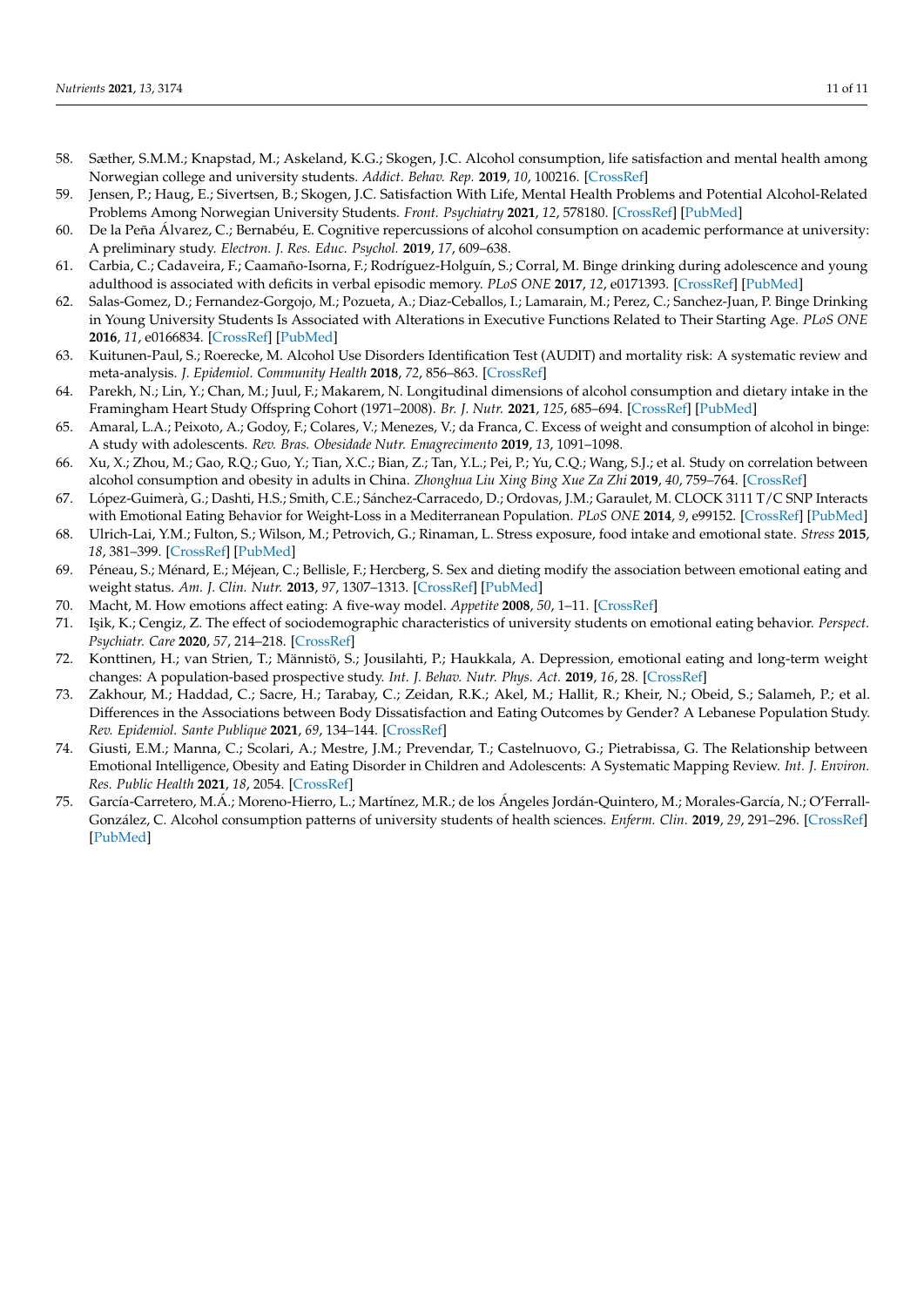58. Sæther, S.M.M.; Knapstad, M.; Askeland, K.G.; Skogen, J.C. Alcohol consumption, life satisfaction and mental health among Norwegian college and university students. *Addict. Behav. Rep.* **2019**, *10*, 100216. [CrossRef]
59. Jensen, P.; Haug, E.; Sivertsen, B.; Skogen, J.C. Satisfaction With Life, Mental Health Problems and Potential Alcohol-Related Problems Among Norwegian University Students. *Front. Psychiatry* **2021**, *12*, 578180. [CrossRef] [PubMed]
60. De la Peña Álvarez, C.; Bernabéu, E. Cognitive repercussions of alcohol consumption on academic performance at university: A preliminary study. *Electron. J. Res. Educ. Psychol.* **2019**, *17*, 609–638.
61. Carbia, C.; Cadaveira, F.; Caamaño-Isorna, F.; Rodríguez-Holguín, S.; Corral, M. Binge drinking during adolescence and young adulthood is associated with deficits in verbal episodic memory. *PLoS ONE* **2017**, *12*, e0171393. [CrossRef] [PubMed]
62. Salas-Gomez, D.; Fernandez-Gorgojo, M.; Pozueta, A.; Diaz-Ceballos, I.; Lamarain, M.; Perez, C.; Sanchez-Juan, P. Binge Drinking in Young University Students Is Associated with Alterations in Executive Functions Related to Their Starting Age. *PLoS ONE* **2016**, *11*, e0166834. [CrossRef] [PubMed]
63. Kuitunen-Paul, S.; Roerecke, M. Alcohol Use Disorders Identification Test (AUDIT) and mortality risk: A systematic review and meta-analysis. *J. Epidemiol. Community Health* **2018**, *72*, 856–863. [CrossRef]
64. Parekh, N.; Lin, Y.; Chan, M.; Juul, F.; Makarem, N. Longitudinal dimensions of alcohol consumption and dietary intake in the Framingham Heart Study Offspring Cohort (1971–2008). *Br. J. Nutr.* **2021**, *125*, 685–694. [CrossRef] [PubMed]
65. Amaral, L.A.; Peixoto, A.; Godoy, F.; Colares, V.; Menezes, V.; da Franca, C. Excess of weight and consumption of alcohol in binge: A study with adolescents. *Rev. Bras. Obesidade Nutr. Emagrecimento* **2019**, *13*, 1091–1098.
66. Xu, X.; Zhou, M.; Gao, R.Q.; Guo, Y.; Tian, X.C.; Bian, Z.; Tan, Y.L.; Pei, P.; Yu, C.Q.; Wang, S.J.; et al. Study on correlation between alcohol consumption and obesity in adults in China. *Zhonghua Liu Xing Bing Xue Za Zhi* **2019**, *40*, 759–764. [CrossRef]
67. López-Guimerà, G.; Dashti, H.S.; Smith, C.E.; Sánchez-Carracedo, D.; Ordovas, J.M.; Garaulet, M. CLOCK 3111 T/C SNP Interacts with Emotional Eating Behavior for Weight-Loss in a Mediterranean Population. *PLoS ONE* **2014**, *9*, e99152. [CrossRef] [PubMed]
68. Ulrich-Lai, Y.M.; Fulton, S.; Wilson, M.; Petrovich, G.; Rinaman, L. Stress exposure, food intake and emotional state. *Stress* **2015**, *18*, 381–399. [CrossRef] [PubMed]
69. Péneau, S.; Ménard, E.; Méjean, C.; Bellisle, F.; Hercberg, S. Sex and dieting modify the association between emotional eating and weight status. *Am. J. Clin. Nutr.* **2013**, *97*, 1307–1313. [CrossRef] [PubMed]
70. Macht, M. How emotions affect eating: A five-way model. *Appetite* **2008**, *50*, 1–11. [CrossRef]
71. Işik, K.; Cengiz, Z. The effect of sociodemographic characteristics of university students on emotional eating behavior. *Perspect. Psychiatr. Care* **2020**, *57*, 214–218. [CrossRef]
72. Konttinen, H.; van Strien, T.; Männistö, S.; Jousilahti, P.; Haukkala, A. Depression, emotional eating and long-term weight changes: A population-based prospective study. *Int. J. Behav. Nutr. Phys. Act.* **2019**, *16*, 28. [CrossRef]
73. Zakhour, M.; Haddad, C.; Sacre, H.; Tarabay, C.; Zeidan, R.K.; Akel, M.; Hallit, R.; Kheir, N.; Obeid, S.; Salameh, P.; et al. Differences in the Associations between Body Dissatisfaction and Eating Outcomes by Gender? A Lebanese Population Study. *Rev. Epidemiol. Sante Publique* **2021**, *69*, 134–144. [CrossRef]
74. Giusti, E.M.; Manna, C.; Scolari, A.; Mestre, J.M.; Prevendar, T.; Castelnuovo, G.; Pietrabissa, G. The Relationship between Emotional Intelligence, Obesity and Eating Disorder in Children and Adolescents: A Systematic Mapping Review. *Int. J. Environ. Res. Public Health* **2021**, *18*, 2054. [CrossRef]
75. García-Carretero, M.Á.; Moreno-Hierro, L.; Martínez, M.R.; de los Ángeles Jordán-Quintero, M.; Morales-García, N.; O'Ferrall-González, C. Alcohol consumption patterns of university students of health sciences. *Enferm. Clin.* **2019**, *29*, 291–296. [CrossRef] [PubMed]